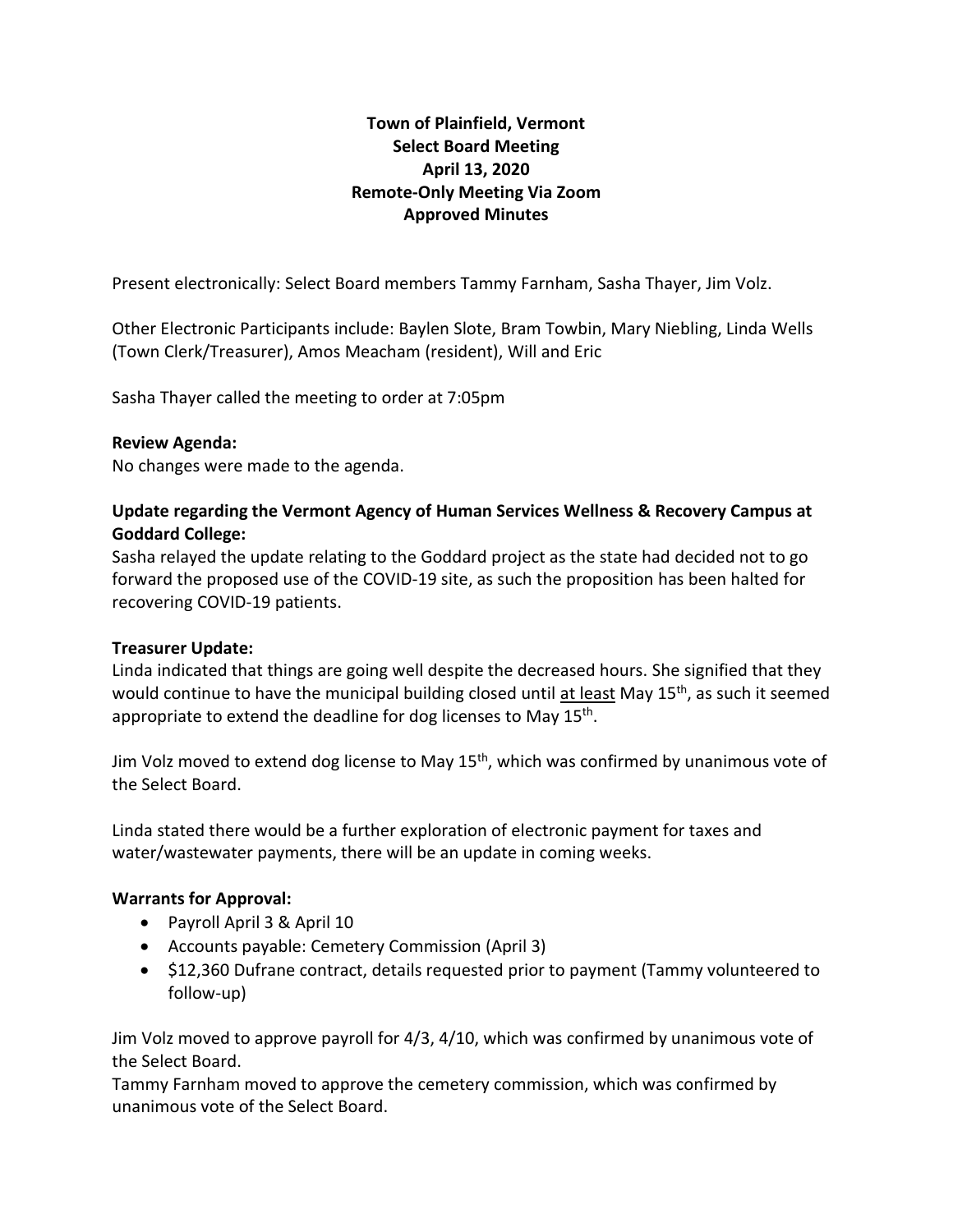**Town of Plainfield, Vermont**
**Select Board Meeting**
**April 13, 2020**
**Remote-Only Meeting Via Zoom**
**Approved Minutes**

Present electronically: Select Board members Tammy Farnham, Sasha Thayer, Jim Volz.

Other Electronic Participants include: Baylen Slote, Bram Towbin, Mary Niebling, Linda Wells (Town Clerk/Treasurer), Amos Meacham (resident), Will and Eric

Sasha Thayer called the meeting to order at 7:05pm

**Review Agenda:**
No changes were made to the agenda.

**Update regarding the Vermont Agency of Human Services Wellness & Recovery Campus at Goddard College:**
Sasha relayed the update relating to the Goddard project as the state had decided not to go forward the proposed use of the COVID-19 site, as such the proposition has been halted for recovering COVID-19 patients.

**Treasurer Update:**
Linda indicated that things are going well despite the decreased hours. She signified that they would continue to have the municipal building closed until <u>at least</u> May 15th, as such it seemed appropriate to extend the deadline for dog licenses to May 15th.

Jim Volz moved to extend dog license to May 15th, which was confirmed by unanimous vote of the Select Board.

Linda stated there would be a further exploration of electronic payment for taxes and water/wastewater payments, there will be an update in coming weeks.

**Warrants for Approval:**

- Payroll April 3 & April 10
- Accounts payable: Cemetery Commission (April 3)
- $12,360 Dufrane contract, details requested prior to payment (Tammy volunteered to follow-up)

Jim Volz moved to approve payroll for 4/3, 4/10, which was confirmed by unanimous vote of the Select Board.
Tammy Farnham moved to approve the cemetery commission, which was confirmed by unanimous vote of the Select Board.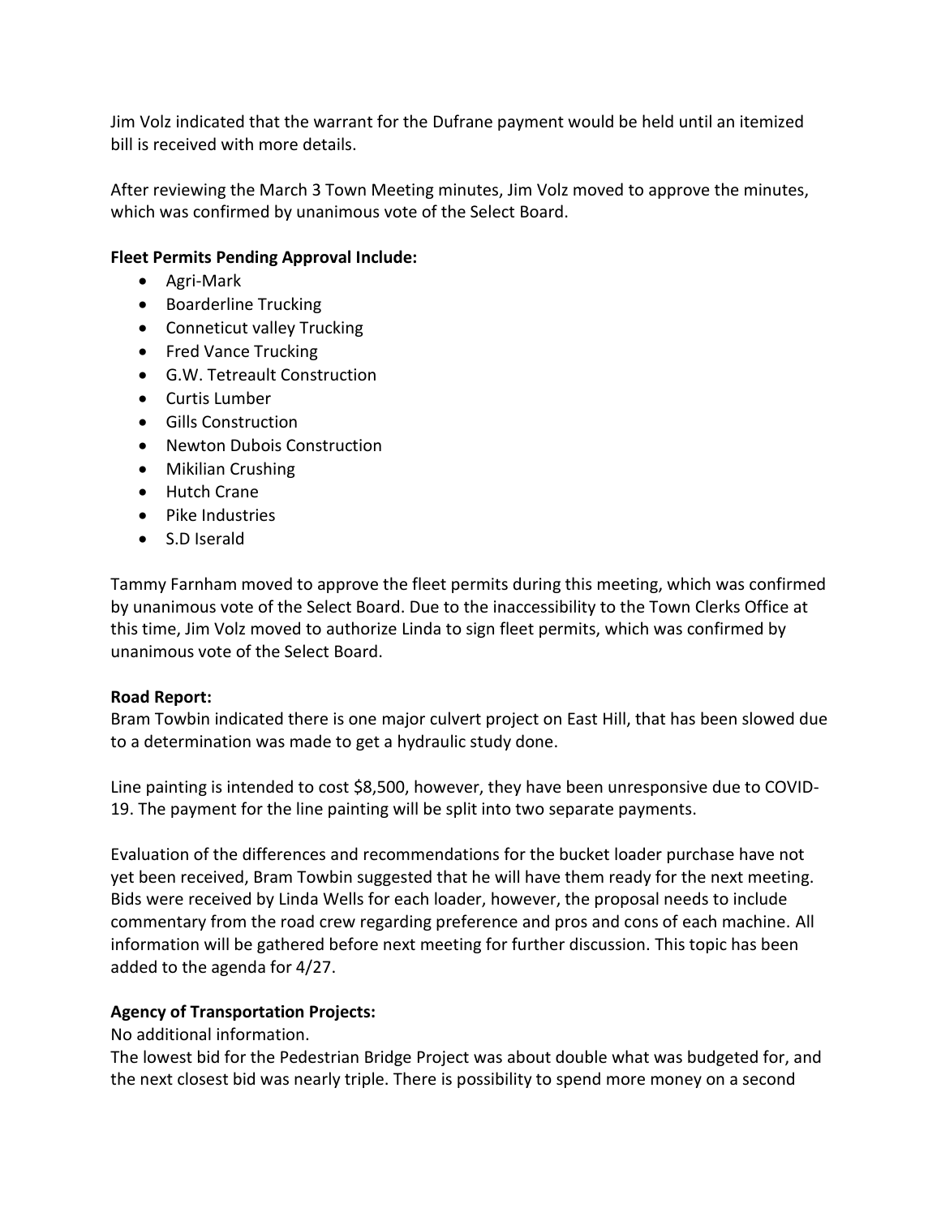Jim Volz indicated that the warrant for the Dufrane payment would be held until an itemized bill is received with more details.

After reviewing the March 3 Town Meeting minutes, Jim Volz moved to approve the minutes, which was confirmed by unanimous vote of the Select Board.

**Fleet Permits Pending Approval Include:**

- Agri-Mark
- Boarderline Trucking
- Conneticut valley Trucking
- Fred Vance Trucking
- G.W. Tetreault Construction
- Curtis Lumber
- Gills Construction
- Newton Dubois Construction
- Mikilian Crushing
- Hutch Crane
- Pike Industries
- S.D Iserald

Tammy Farnham moved to approve the fleet permits during this meeting, which was confirmed by unanimous vote of the Select Board. Due to the inaccessibility to the Town Clerks Office at this time, Jim Volz moved to authorize Linda to sign fleet permits, which was confirmed by unanimous vote of the Select Board.

**Road Report:**

Bram Towbin indicated there is one major culvert project on East Hill, that has been slowed due to a determination was made to get a hydraulic study done.

Line painting is intended to cost $8,500, however, they have been unresponsive due to COVID-19. The payment for the line painting will be split into two separate payments.

Evaluation of the differences and recommendations for the bucket loader purchase have not yet been received, Bram Towbin suggested that he will have them ready for the next meeting. Bids were received by Linda Wells for each loader, however, the proposal needs to include commentary from the road crew regarding preference and pros and cons of each machine. All information will be gathered before next meeting for further discussion. This topic has been added to the agenda for 4/27.

**Agency of Transportation Projects:**

No additional information.

The lowest bid for the Pedestrian Bridge Project was about double what was budgeted for, and the next closest bid was nearly triple. There is possibility to spend more money on a second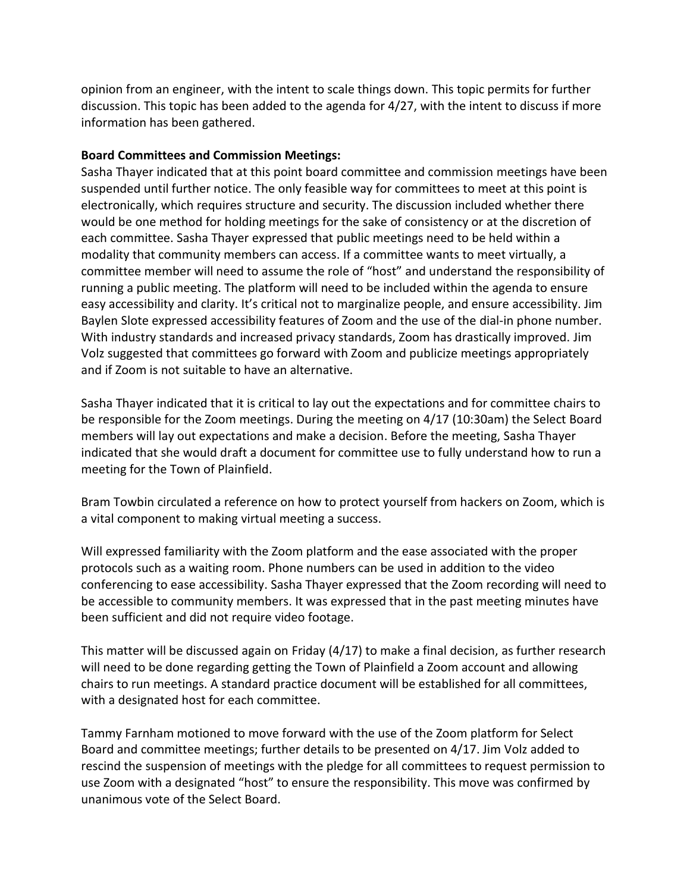opinion from an engineer, with the intent to scale things down. This topic permits for further discussion. This topic has been added to the agenda for 4/27, with the intent to discuss if more information has been gathered.

**Board Committees and Commission Meetings:**

Sasha Thayer indicated that at this point board committee and commission meetings have been suspended until further notice. The only feasible way for committees to meet at this point is electronically, which requires structure and security. The discussion included whether there would be one method for holding meetings for the sake of consistency or at the discretion of each committee. Sasha Thayer expressed that public meetings need to be held within a modality that community members can access. If a committee wants to meet virtually, a committee member will need to assume the role of "host" and understand the responsibility of running a public meeting. The platform will need to be included within the agenda to ensure easy accessibility and clarity. It's critical not to marginalize people, and ensure accessibility. Jim Baylen Slote expressed accessibility features of Zoom and the use of the dial-in phone number. With industry standards and increased privacy standards, Zoom has drastically improved. Jim Volz suggested that committees go forward with Zoom and publicize meetings appropriately and if Zoom is not suitable to have an alternative.

Sasha Thayer indicated that it is critical to lay out the expectations and for committee chairs to be responsible for the Zoom meetings. During the meeting on 4/17 (10:30am) the Select Board members will lay out expectations and make a decision. Before the meeting, Sasha Thayer indicated that she would draft a document for committee use to fully understand how to run a meeting for the Town of Plainfield.

Bram Towbin circulated a reference on how to protect yourself from hackers on Zoom, which is a vital component to making virtual meeting a success.

Will expressed familiarity with the Zoom platform and the ease associated with the proper protocols such as a waiting room. Phone numbers can be used in addition to the video conferencing to ease accessibility. Sasha Thayer expressed that the Zoom recording will need to be accessible to community members. It was expressed that in the past meeting minutes have been sufficient and did not require video footage.

This matter will be discussed again on Friday (4/17) to make a final decision, as further research will need to be done regarding getting the Town of Plainfield a Zoom account and allowing chairs to run meetings. A standard practice document will be established for all committees, with a designated host for each committee.

Tammy Farnham motioned to move forward with the use of the Zoom platform for Select Board and committee meetings; further details to be presented on 4/17. Jim Volz added to rescind the suspension of meetings with the pledge for all committees to request permission to use Zoom with a designated "host" to ensure the responsibility. This move was confirmed by unanimous vote of the Select Board.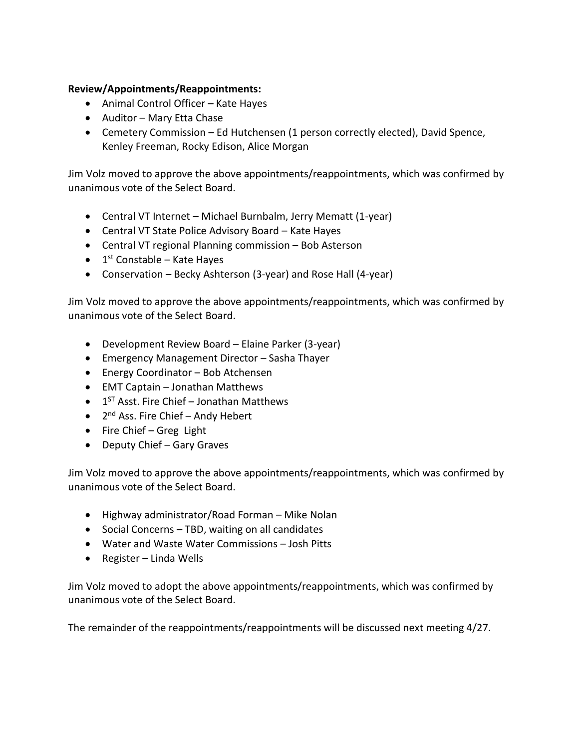**Review/Appointments/Reappointments:**

- Animal Control Officer – Kate Hayes
- Auditor – Mary Etta Chase
- Cemetery Commission – Ed Hutchensen (1 person correctly elected), David Spence, Kenley Freeman, Rocky Edison, Alice Morgan

Jim Volz moved to approve the above appointments/reappointments, which was confirmed by unanimous vote of the Select Board.

- Central VT Internet – Michael Burnbalm, Jerry Mematt (1-year)
- Central VT State Police Advisory Board – Kate Hayes
- Central VT regional Planning commission – Bob Asterson
- 1st Constable – Kate Hayes
- Conservation – Becky Ashterson (3-year) and Rose Hall (4-year)

Jim Volz moved to approve the above appointments/reappointments, which was confirmed by unanimous vote of the Select Board.

- Development Review Board – Elaine Parker (3-year)
- Emergency Management Director – Sasha Thayer
- Energy Coordinator – Bob Atchensen
- EMT Captain – Jonathan Matthews
- 1ST Asst. Fire Chief – Jonathan Matthews
- 2nd Ass. Fire Chief – Andy Hebert
- Fire Chief – Greg Light
- Deputy Chief – Gary Graves

Jim Volz moved to approve the above appointments/reappointments, which was confirmed by unanimous vote of the Select Board.

- Highway administrator/Road Forman – Mike Nolan
- Social Concerns – TBD, waiting on all candidates
- Water and Waste Water Commissions – Josh Pitts
- Register – Linda Wells

Jim Volz moved to adopt the above appointments/reappointments, which was confirmed by unanimous vote of the Select Board.

The remainder of the reappointments/reappointments will be discussed next meeting 4/27.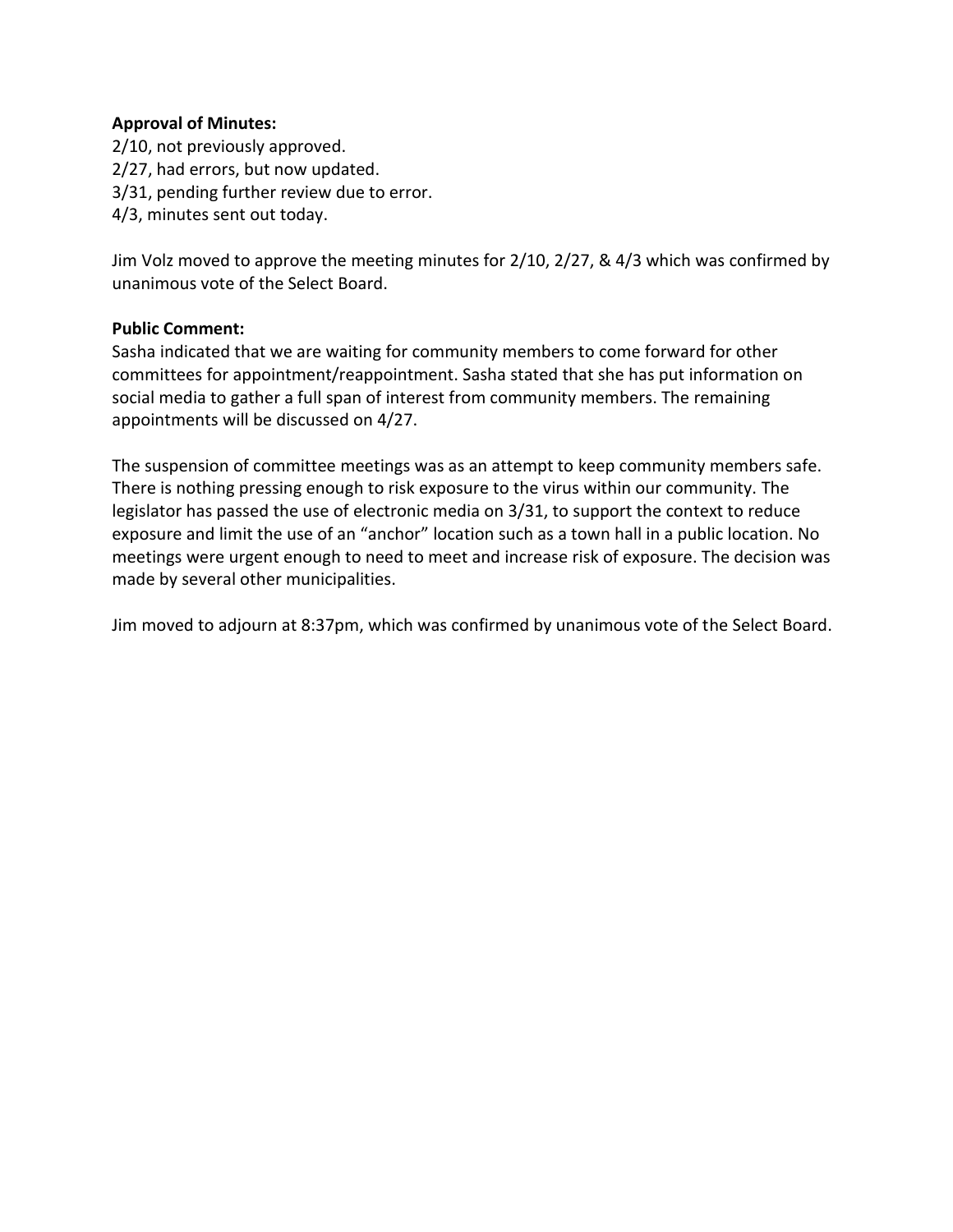**Approval of Minutes:**

2/10, not previously approved.
2/27, had errors, but now updated.
3/31, pending further review due to error.
4/3, minutes sent out today.

Jim Volz moved to approve the meeting minutes for 2/10, 2/27, & 4/3 which was confirmed by unanimous vote of the Select Board.

**Public Comment:**

Sasha indicated that we are waiting for community members to come forward for other committees for appointment/reappointment. Sasha stated that she has put information on social media to gather a full span of interest from community members. The remaining appointments will be discussed on 4/27.

The suspension of committee meetings was as an attempt to keep community members safe. There is nothing pressing enough to risk exposure to the virus within our community. The legislator has passed the use of electronic media on 3/31, to support the context to reduce exposure and limit the use of an "anchor" location such as a town hall in a public location. No meetings were urgent enough to need to meet and increase risk of exposure. The decision was made by several other municipalities.

Jim moved to adjourn at 8:37pm, which was confirmed by unanimous vote of the Select Board.